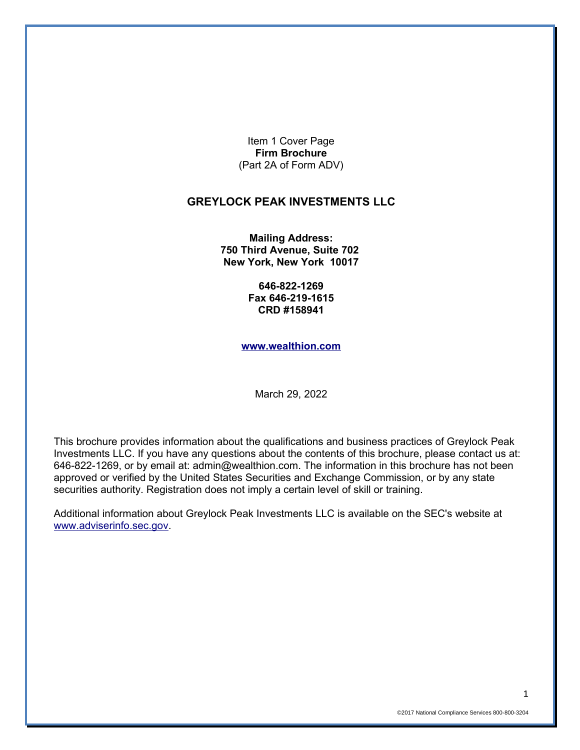Item 1 Cover Page
**Firm Brochure**
(Part 2A of Form ADV)

## GREYLOCK PEAK INVESTMENTS LLC

**Mailing Address:**
**750 Third Avenue, Suite 702**
**New York, New York 10017**

**646-822-1269**
**Fax 646-219-1615**
**CRD #158941**

**www.wealthion.com**

March 29, 2022

This brochure provides information about the qualifications and business practices of Greylock Peak Investments LLC. If you have any questions about the contents of this brochure, please contact us at: 646-822-1269, or by email at: admin@wealthion.com. The information in this brochure has not been approved or verified by the United States Securities and Exchange Commission, or by any state securities authority. Registration does not imply a certain level of skill or training.

Additional information about Greylock Peak Investments LLC is available on the SEC's website at www.adviserinfo.sec.gov.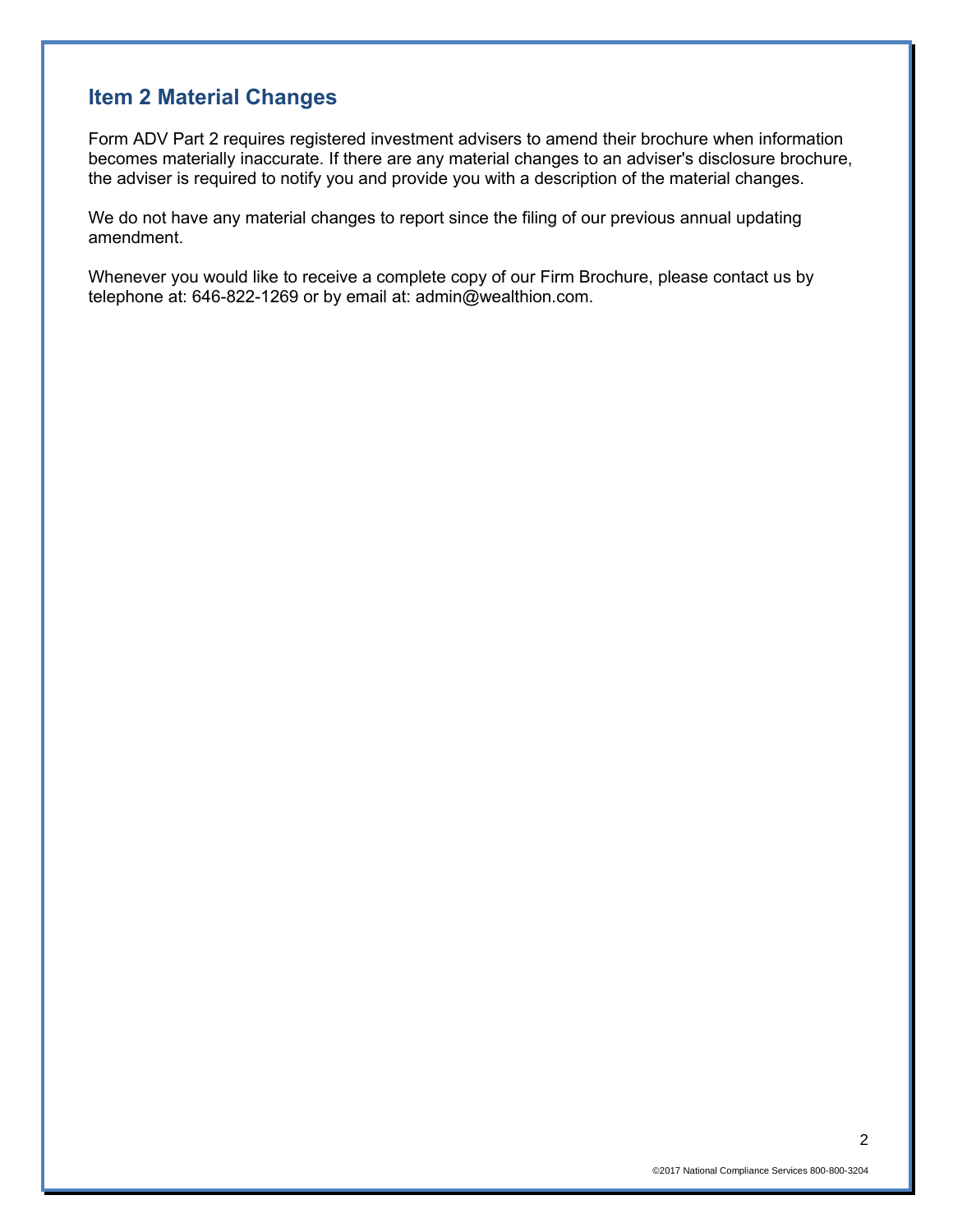## Item 2 Material Changes

Form ADV Part 2 requires registered investment advisers to amend their brochure when information becomes materially inaccurate. If there are any material changes to an adviser's disclosure brochure, the adviser is required to notify you and provide you with a description of the material changes.

We do not have any material changes to report since the filing of our previous annual updating amendment.

Whenever you would like to receive a complete copy of our Firm Brochure, please contact us by telephone at: 646-822-1269 or by email at: admin@wealthion.com.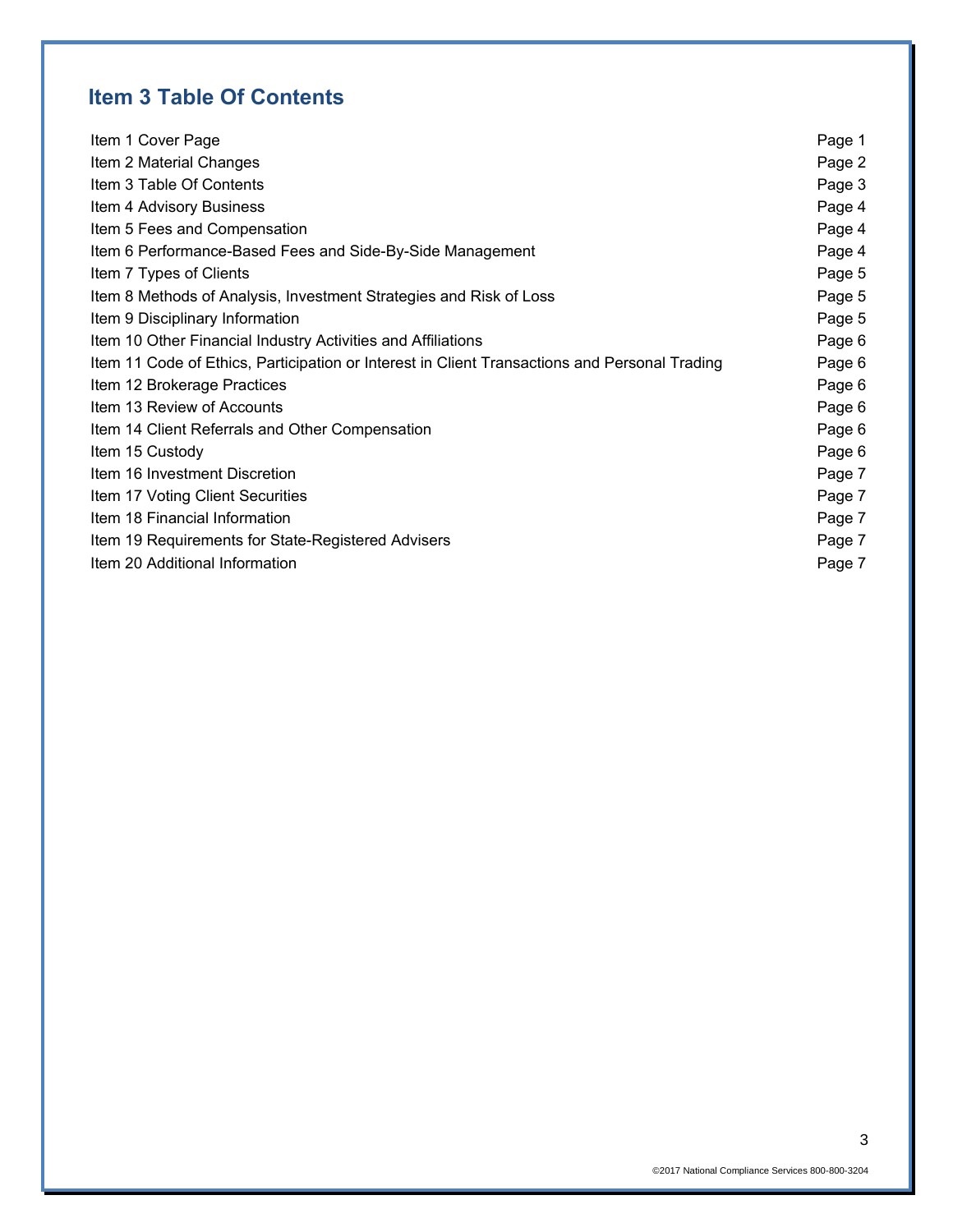## Item 3 Table Of Contents

| | |
|---|---|
| Item 1 Cover Page | Page 1 |
| Item 2 Material Changes | Page 2 |
| Item 3 Table Of Contents | Page 3 |
| Item 4 Advisory Business | Page 4 |
| Item 5 Fees and Compensation | Page 4 |
| Item 6 Performance-Based Fees and Side-By-Side Management | Page 4 |
| Item 7 Types of Clients | Page 5 |
| Item 8 Methods of Analysis, Investment Strategies and Risk of Loss | Page 5 |
| Item 9 Disciplinary Information | Page 5 |
| Item 10 Other Financial Industry Activities and Affiliations | Page 6 |
| Item 11 Code of Ethics, Participation or Interest in Client Transactions and Personal Trading | Page 6 |
| Item 12 Brokerage Practices | Page 6 |
| Item 13 Review of Accounts | Page 6 |
| Item 14 Client Referrals and Other Compensation | Page 6 |
| Item 15 Custody | Page 6 |
| Item 16 Investment Discretion | Page 7 |
| Item 17 Voting Client Securities | Page 7 |
| Item 18 Financial Information | Page 7 |
| Item 19 Requirements for State-Registered Advisers | Page 7 |
| Item 20 Additional Information | Page 7 |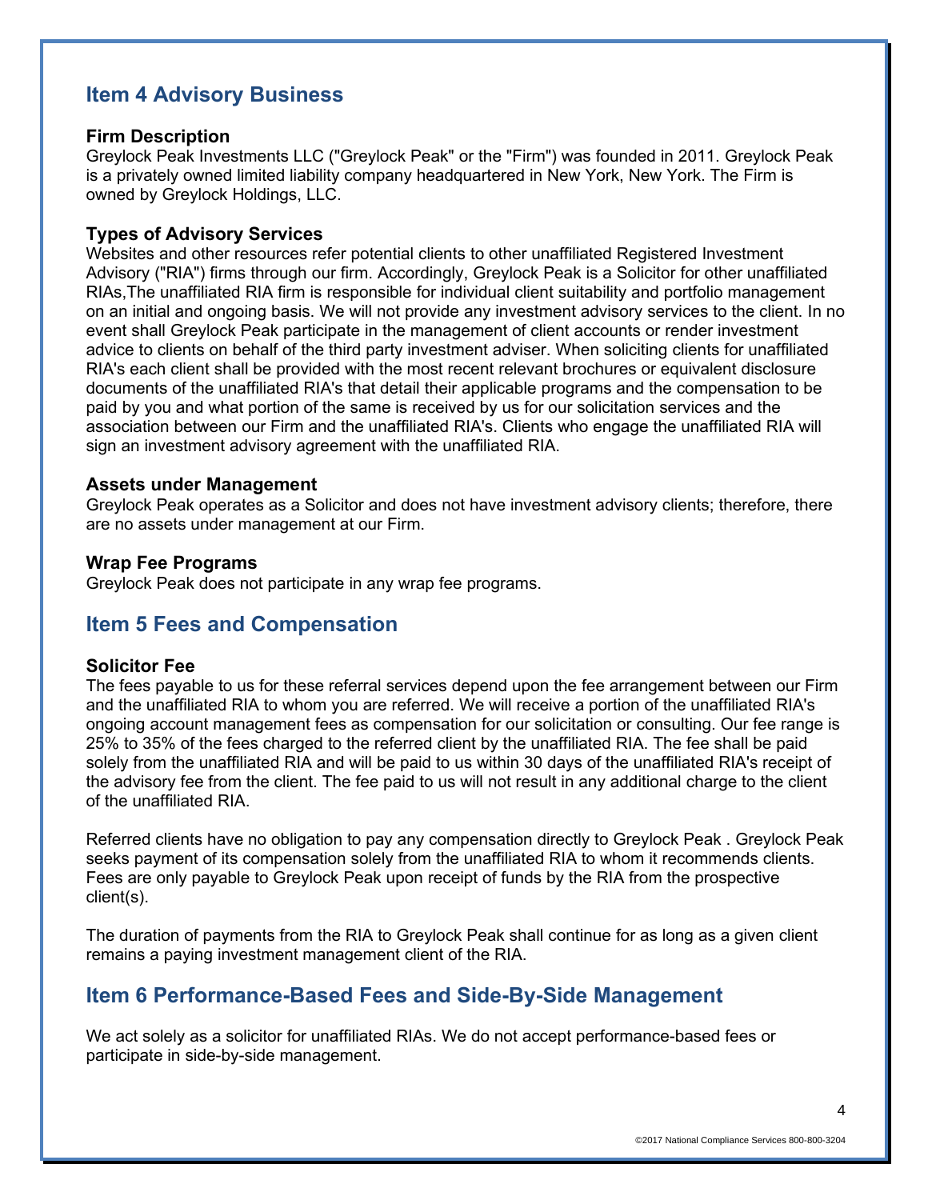## Item 4 Advisory Business

### Firm Description

Greylock Peak Investments LLC ("Greylock Peak" or the "Firm") was founded in 2011. Greylock Peak is a privately owned limited liability company headquartered in New York, New York. The Firm is owned by Greylock Holdings, LLC.

### Types of Advisory Services

Websites and other resources refer potential clients to other unaffiliated Registered Investment Advisory ("RIA") firms through our firm. Accordingly, Greylock Peak is a Solicitor for other unaffiliated RIAs,The unaffiliated RIA firm is responsible for individual client suitability and portfolio management on an initial and ongoing basis. We will not provide any investment advisory services to the client. In no event shall Greylock Peak participate in the management of client accounts or render investment advice to clients on behalf of the third party investment adviser. When soliciting clients for unaffiliated RIA's each client shall be provided with the most recent relevant brochures or equivalent disclosure documents of the unaffiliated RIA's that detail their applicable programs and the compensation to be paid by you and what portion of the same is received by us for our solicitation services and the association between our Firm and the unaffiliated RIA's. Clients who engage the unaffiliated RIA will sign an investment advisory agreement with the unaffiliated RIA.

### Assets under Management

Greylock Peak operates as a Solicitor and does not have investment advisory clients; therefore, there are no assets under management at our Firm.

### Wrap Fee Programs

Greylock Peak does not participate in any wrap fee programs.

## Item 5 Fees and Compensation

### Solicitor Fee

The fees payable to us for these referral services depend upon the fee arrangement between our Firm and the unaffiliated RIA to whom you are referred. We will receive a portion of the unaffiliated RIA's ongoing account management fees as compensation for our solicitation or consulting. Our fee range is 25% to 35% of the fees charged to the referred client by the unaffiliated RIA. The fee shall be paid solely from the unaffiliated RIA and will be paid to us within 30 days of the unaffiliated RIA's receipt of the advisory fee from the client. The fee paid to us will not result in any additional charge to the client of the unaffiliated RIA.

Referred clients have no obligation to pay any compensation directly to Greylock Peak . Greylock Peak seeks payment of its compensation solely from the unaffiliated RIA to whom it recommends clients. Fees are only payable to Greylock Peak upon receipt of funds by the RIA from the prospective client(s).

The duration of payments from the RIA to Greylock Peak shall continue for as long as a given client remains a paying investment management client of the RIA.

## Item 6 Performance-Based Fees and Side-By-Side Management

We act solely as a solicitor for unaffiliated RIAs. We do not accept performance-based fees or participate in side-by-side management.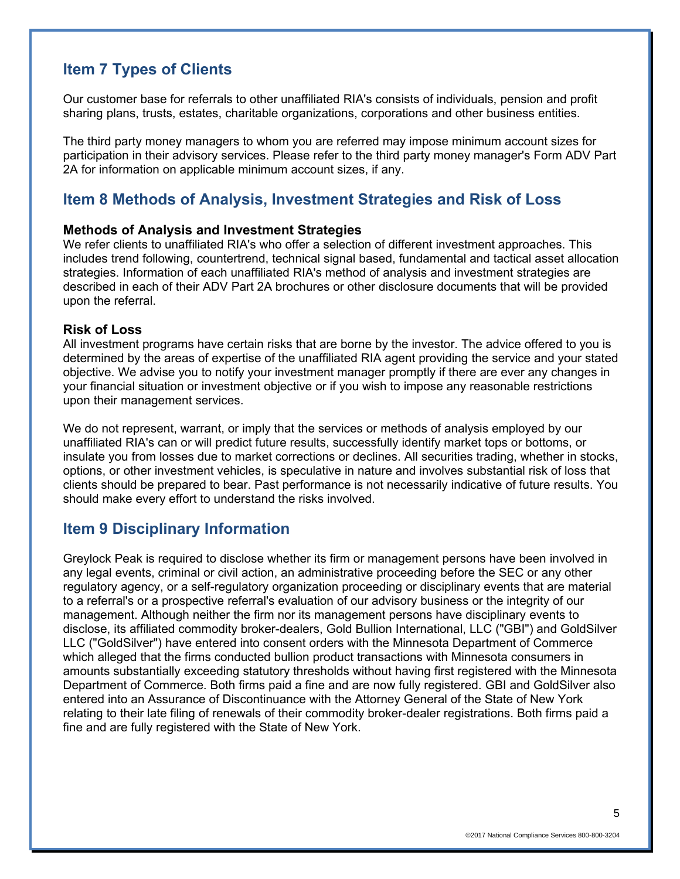## Item 7 Types of Clients

Our customer base for referrals to other unaffiliated RIA's consists of individuals, pension and profit sharing plans, trusts, estates, charitable organizations, corporations and other business entities.

The third party money managers to whom you are referred may impose minimum account sizes for participation in their advisory services. Please refer to the third party money manager's Form ADV Part 2A for information on applicable minimum account sizes, if any.

## Item 8 Methods of Analysis, Investment Strategies and Risk of Loss

**Methods of Analysis and Investment Strategies**
We refer clients to unaffiliated RIA's who offer a selection of different investment approaches. This includes trend following, countertrend, technical signal based, fundamental and tactical asset allocation strategies. Information of each unaffiliated RIA's method of analysis and investment strategies are described in each of their ADV Part 2A brochures or other disclosure documents that will be provided upon the referral.

**Risk of Loss**
All investment programs have certain risks that are borne by the investor. The advice offered to you is determined by the areas of expertise of the unaffiliated RIA agent providing the service and your stated objective. We advise you to notify your investment manager promptly if there are ever any changes in your financial situation or investment objective or if you wish to impose any reasonable restrictions upon their management services.

We do not represent, warrant, or imply that the services or methods of analysis employed by our unaffiliated RIA's can or will predict future results, successfully identify market tops or bottoms, or insulate you from losses due to market corrections or declines. All securities trading, whether in stocks, options, or other investment vehicles, is speculative in nature and involves substantial risk of loss that clients should be prepared to bear. Past performance is not necessarily indicative of future results. You should make every effort to understand the risks involved.

## Item 9 Disciplinary Information

Greylock Peak is required to disclose whether its firm or management persons have been involved in any legal events, criminal or civil action, an administrative proceeding before the SEC or any other regulatory agency, or a self-regulatory organization proceeding or disciplinary events that are material to a referral's or a prospective referral's evaluation of our advisory business or the integrity of our management. Although neither the firm nor its management persons have disciplinary events to disclose, its affiliated commodity broker-dealers, Gold Bullion International, LLC ("GBI") and GoldSilver LLC ("GoldSilver") have entered into consent orders with the Minnesota Department of Commerce which alleged that the firms conducted bullion product transactions with Minnesota consumers in amounts substantially exceeding statutory thresholds without having first registered with the Minnesota Department of Commerce. Both firms paid a fine and are now fully registered. GBI and GoldSilver also entered into an Assurance of Discontinuance with the Attorney General of the State of New York relating to their late filing of renewals of their commodity broker-dealer registrations. Both firms paid a fine and are fully registered with the State of New York.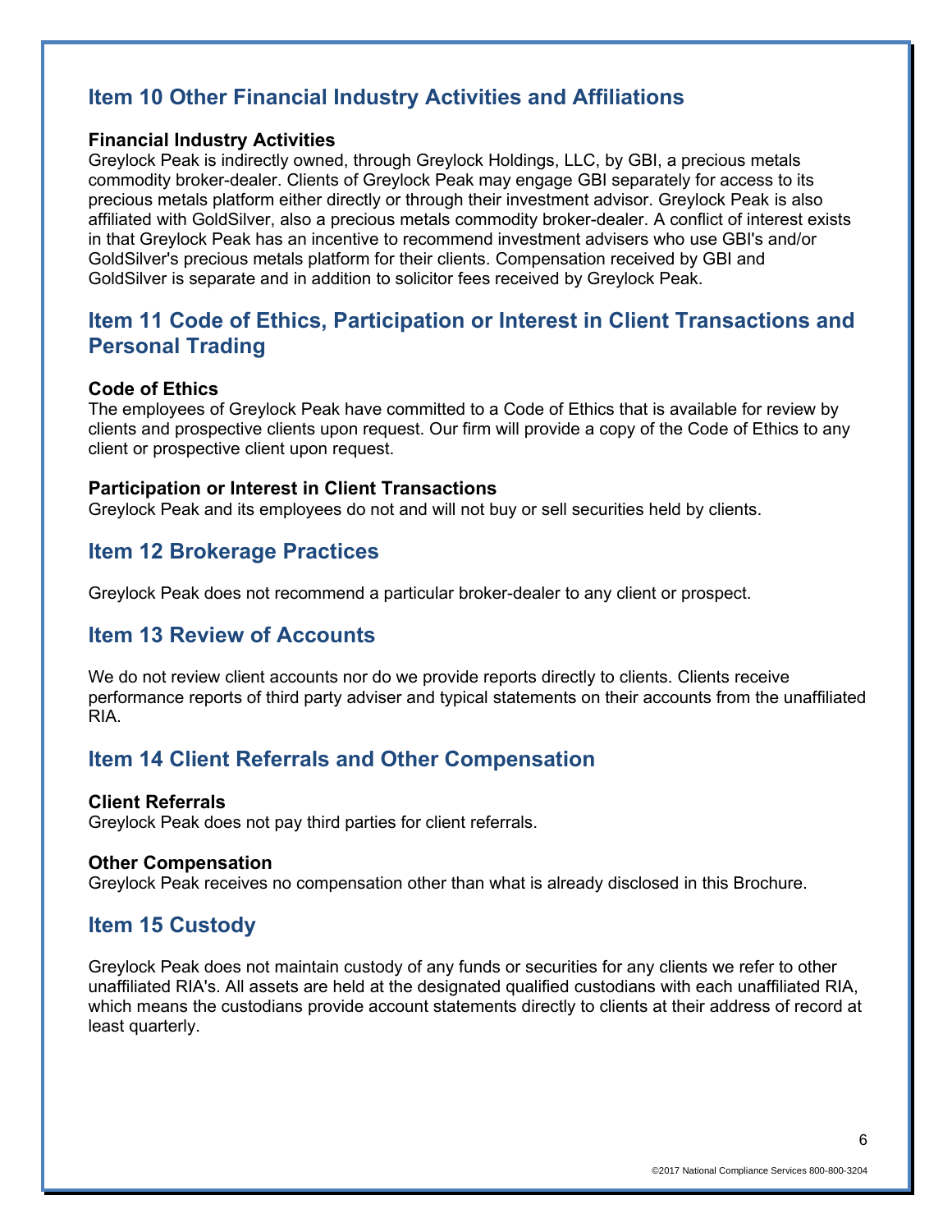## Item 10 Other Financial Industry Activities and Affiliations

**Financial Industry Activities**
Greylock Peak is indirectly owned, through Greylock Holdings, LLC, by GBI, a precious metals commodity broker-dealer. Clients of Greylock Peak may engage GBI separately for access to its precious metals platform either directly or through their investment advisor. Greylock Peak is also affiliated with GoldSilver, also a precious metals commodity broker-dealer. A conflict of interest exists in that Greylock Peak has an incentive to recommend investment advisers who use GBI's and/or GoldSilver's precious metals platform for their clients. Compensation received by GBI and GoldSilver is separate and in addition to solicitor fees received by Greylock Peak.

## Item 11 Code of Ethics, Participation or Interest in Client Transactions and Personal Trading

**Code of Ethics**
The employees of Greylock Peak have committed to a Code of Ethics that is available for review by clients and prospective clients upon request. Our firm will provide a copy of the Code of Ethics to any client or prospective client upon request.

**Participation or Interest in Client Transactions**
Greylock Peak and its employees do not and will not buy or sell securities held by clients.

## Item 12 Brokerage Practices

Greylock Peak does not recommend a particular broker-dealer to any client or prospect.

## Item 13 Review of Accounts

We do not review client accounts nor do we provide reports directly to clients. Clients receive performance reports of third party adviser and typical statements on their accounts from the unaffiliated RIA.

## Item 14 Client Referrals and Other Compensation

**Client Referrals**
Greylock Peak does not pay third parties for client referrals.

**Other Compensation**
Greylock Peak receives no compensation other than what is already disclosed in this Brochure.

## Item 15 Custody

Greylock Peak does not maintain custody of any funds or securities for any clients we refer to other unaffiliated RIA's. All assets are held at the designated qualified custodians with each unaffiliated RIA, which means the custodians provide account statements directly to clients at their address of record at least quarterly.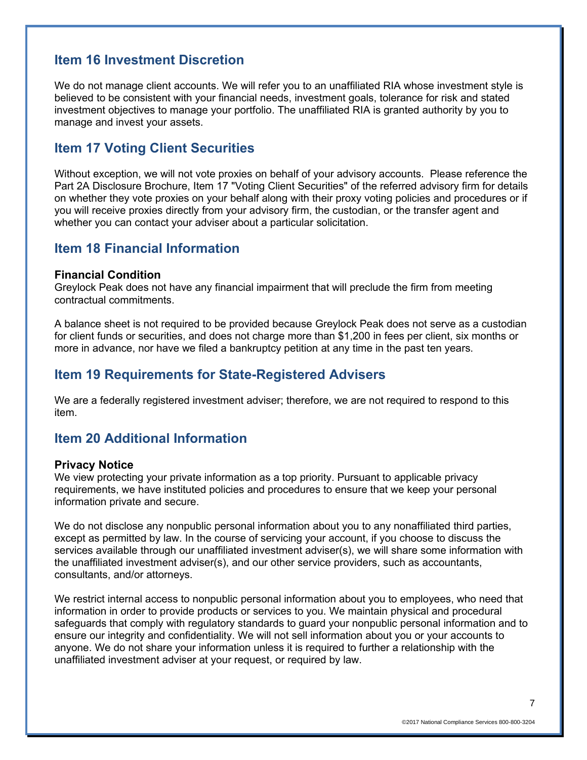## Item 16 Investment Discretion

We do not manage client accounts. We will refer you to an unaffiliated RIA whose investment style is believed to be consistent with your financial needs, investment goals, tolerance for risk and stated investment objectives to manage your portfolio. The unaffiliated RIA is granted authority by you to manage and invest your assets.

## Item 17 Voting Client Securities

Without exception, we will not vote proxies on behalf of your advisory accounts. Please reference the Part 2A Disclosure Brochure, Item 17 "Voting Client Securities" of the referred advisory firm for details on whether they vote proxies on your behalf along with their proxy voting policies and procedures or if you will receive proxies directly from your advisory firm, the custodian, or the transfer agent and whether you can contact your adviser about a particular solicitation.

## Item 18 Financial Information

**Financial Condition**
Greylock Peak does not have any financial impairment that will preclude the firm from meeting contractual commitments.

A balance sheet is not required to be provided because Greylock Peak does not serve as a custodian for client funds or securities, and does not charge more than $1,200 in fees per client, six months or more in advance, nor have we filed a bankruptcy petition at any time in the past ten years.

## Item 19 Requirements for State-Registered Advisers

We are a federally registered investment adviser; therefore, we are not required to respond to this item.

## Item 20 Additional Information

**Privacy Notice**
We view protecting your private information as a top priority. Pursuant to applicable privacy requirements, we have instituted policies and procedures to ensure that we keep your personal information private and secure.

We do not disclose any nonpublic personal information about you to any nonaffiliated third parties, except as permitted by law. In the course of servicing your account, if you choose to discuss the services available through our unaffiliated investment adviser(s), we will share some information with the unaffiliated investment adviser(s), and our other service providers, such as accountants, consultants, and/or attorneys.

We restrict internal access to nonpublic personal information about you to employees, who need that information in order to provide products or services to you. We maintain physical and procedural safeguards that comply with regulatory standards to guard your nonpublic personal information and to ensure our integrity and confidentiality. We will not sell information about you or your accounts to anyone. We do not share your information unless it is required to further a relationship with the unaffiliated investment adviser at your request, or required by law.